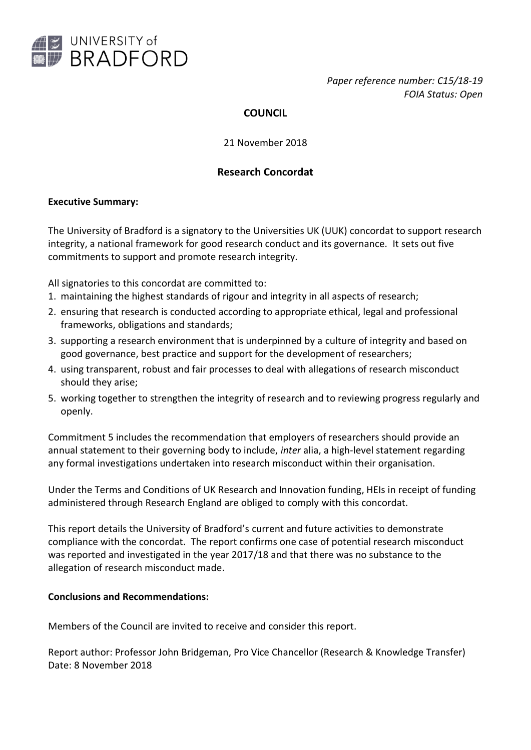UNIVERSITY of BRADFORD

*Paper reference number: C15/18-19*
*FOIA Status: Open*

**COUNCIL**

21 November 2018

## Research Concordat

**Executive Summary:**

The University of Bradford is a signatory to the Universities UK (UUK) concordat to support research integrity, a national framework for good research conduct and its governance. It sets out five commitments to support and promote research integrity.

All signatories to this concordat are committed to:

1. maintaining the highest standards of rigour and integrity in all aspects of research;
2. ensuring that research is conducted according to appropriate ethical, legal and professional frameworks, obligations and standards;
3. supporting a research environment that is underpinned by a culture of integrity and based on good governance, best practice and support for the development of researchers;
4. using transparent, robust and fair processes to deal with allegations of research misconduct should they arise;
5. working together to strengthen the integrity of research and to reviewing progress regularly and openly.

Commitment 5 includes the recommendation that employers of researchers should provide an annual statement to their governing body to include, *inter* alia, a high-level statement regarding any formal investigations undertaken into research misconduct within their organisation.

Under the Terms and Conditions of UK Research and Innovation funding, HEIs in receipt of funding administered through Research England are obliged to comply with this concordat.

This report details the University of Bradford's current and future activities to demonstrate compliance with the concordat. The report confirms one case of potential research misconduct was reported and investigated in the year 2017/18 and that there was no substance to the allegation of research misconduct made.

**Conclusions and Recommendations:**

Members of the Council are invited to receive and consider this report.

Report author: Professor John Bridgeman, Pro Vice Chancellor (Research & Knowledge Transfer)
Date: 8 November 2018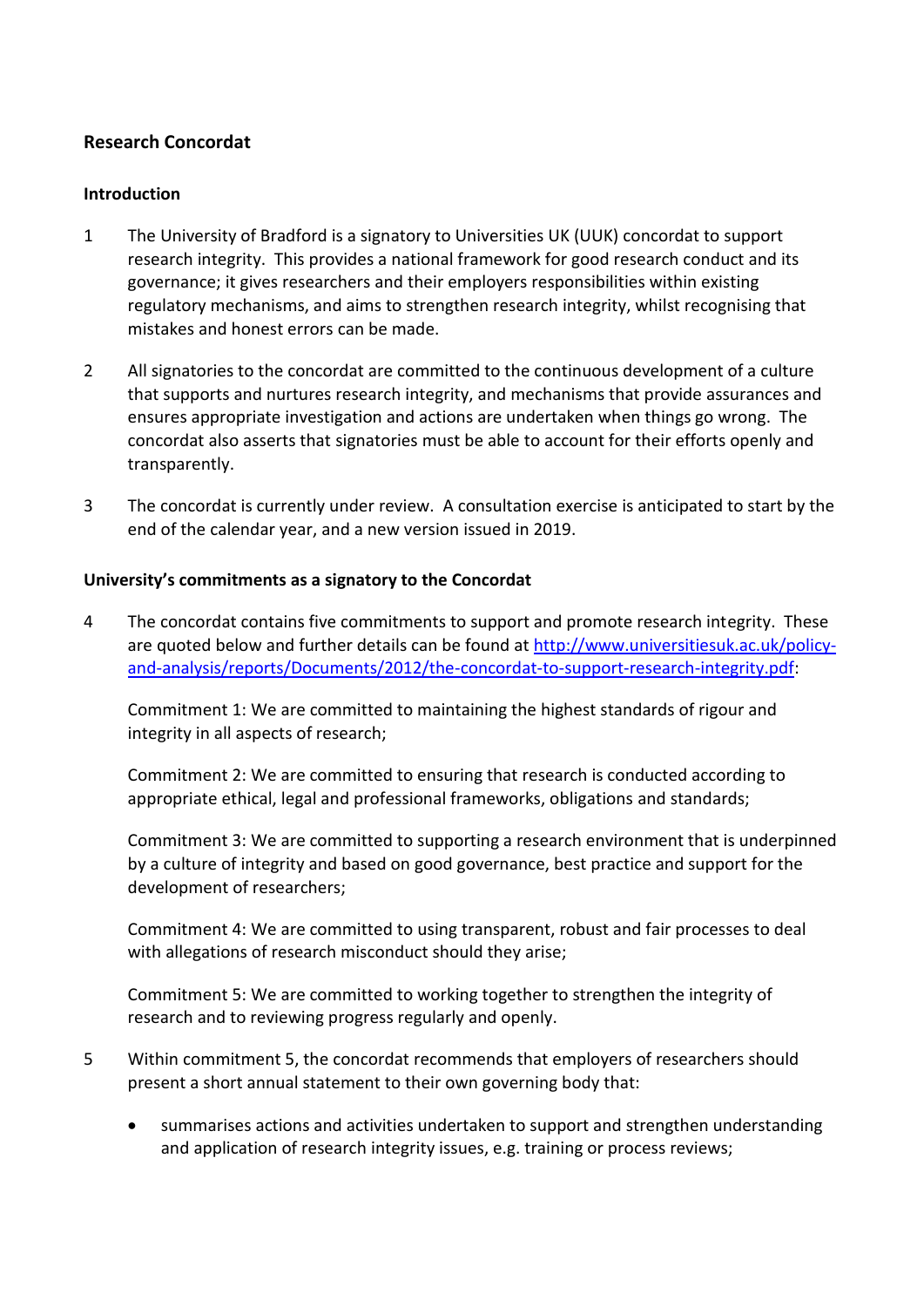## Research Concordat

### Introduction

1. The University of Bradford is a signatory to Universities UK (UUK) concordat to support research integrity. This provides a national framework for good research conduct and its governance; it gives researchers and their employers responsibilities within existing regulatory mechanisms, and aims to strengthen research integrity, whilst recognising that mistakes and honest errors can be made.

2. All signatories to the concordat are committed to the continuous development of a culture that supports and nurtures research integrity, and mechanisms that provide assurances and ensures appropriate investigation and actions are undertaken when things go wrong. The concordat also asserts that signatories must be able to account for their efforts openly and transparently.

3. The concordat is currently under review. A consultation exercise is anticipated to start by the end of the calendar year, and a new version issued in 2019.

### University's commitments as a signatory to the Concordat

4. The concordat contains five commitments to support and promote research integrity. These are quoted below and further details can be found at [http://www.universitiesuk.ac.uk/policy-and-analysis/reports/Documents/2012/the-concordat-to-support-research-integrity.pdf](http://www.universitiesuk.ac.uk/policy-and-analysis/reports/Documents/2012/the-concordat-to-support-research-integrity.pdf):

   Commitment 1: We are committed to maintaining the highest standards of rigour and integrity in all aspects of research;

   Commitment 2: We are committed to ensuring that research is conducted according to appropriate ethical, legal and professional frameworks, obligations and standards;

   Commitment 3: We are committed to supporting a research environment that is underpinned by a culture of integrity and based on good governance, best practice and support for the development of researchers;

   Commitment 4: We are committed to using transparent, robust and fair processes to deal with allegations of research misconduct should they arise;

   Commitment 5: We are committed to working together to strengthen the integrity of research and to reviewing progress regularly and openly.

5. Within commitment 5, the concordat recommends that employers of researchers should present a short annual statement to their own governing body that:

   - summarises actions and activities undertaken to support and strengthen understanding and application of research integrity issues, e.g. training or process reviews;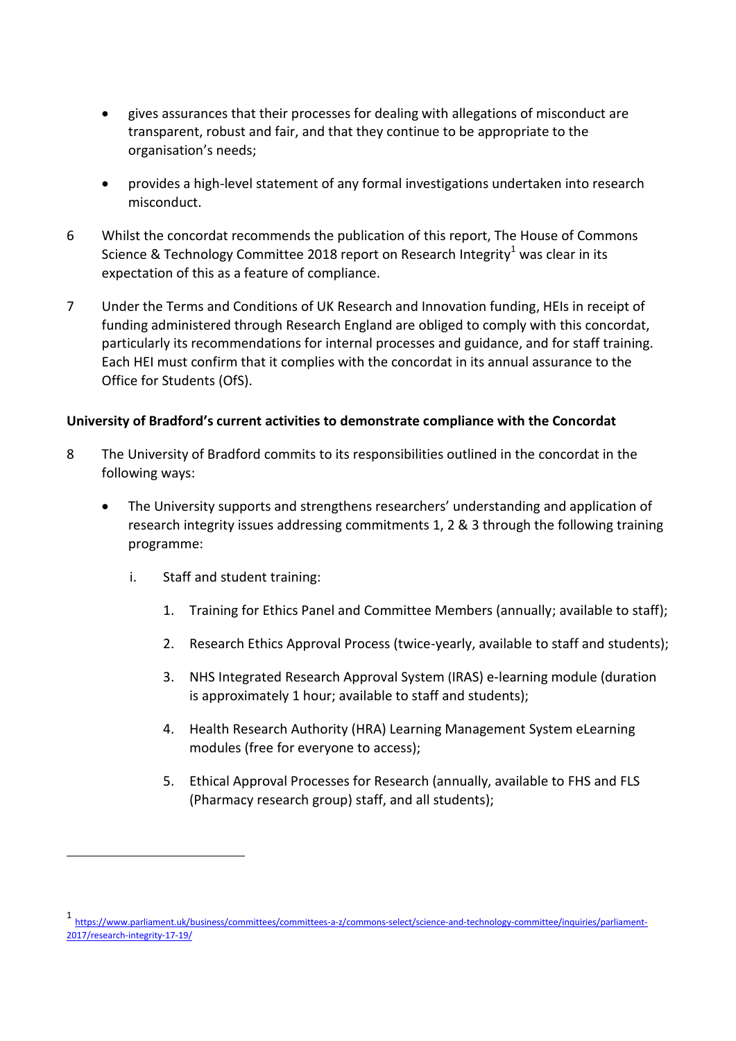- gives assurances that their processes for dealing with allegations of misconduct are transparent, robust and fair, and that they continue to be appropriate to the organisation's needs;

- provides a high-level statement of any formal investigations undertaken into research misconduct.

6 Whilst the concordat recommends the publication of this report, The House of Commons Science & Technology Committee 2018 report on Research Integrity[1] was clear in its expectation of this as a feature of compliance.

7 Under the Terms and Conditions of UK Research and Innovation funding, HEIs in receipt of funding administered through Research England are obliged to comply with this concordat, particularly its recommendations for internal processes and guidance, and for staff training. Each HEI must confirm that it complies with the concordat in its annual assurance to the Office for Students (OfS).

**University of Bradford's current activities to demonstrate compliance with the Concordat**

8 The University of Bradford commits to its responsibilities outlined in the concordat in the following ways:

- The University supports and strengthens researchers' understanding and application of research integrity issues addressing commitments 1, 2 & 3 through the following training programme:

    i. Staff and student training:

        1. Training for Ethics Panel and Committee Members (annually; available to staff);
        2. Research Ethics Approval Process (twice-yearly, available to staff and students);
        3. NHS Integrated Research Approval System (IRAS) e-learning module (duration is approximately 1 hour; available to staff and students);
        4. Health Research Authority (HRA) Learning Management System eLearning modules (free for everyone to access);
        5. Ethical Approval Processes for Research (annually, available to FHS and FLS (Pharmacy research group) staff, and all students);

---

[1] https://www.parliament.uk/business/committees/committees-a-z/commons-select/science-and-technology-committee/inquiries/parliament-2017/research-integrity-17-19/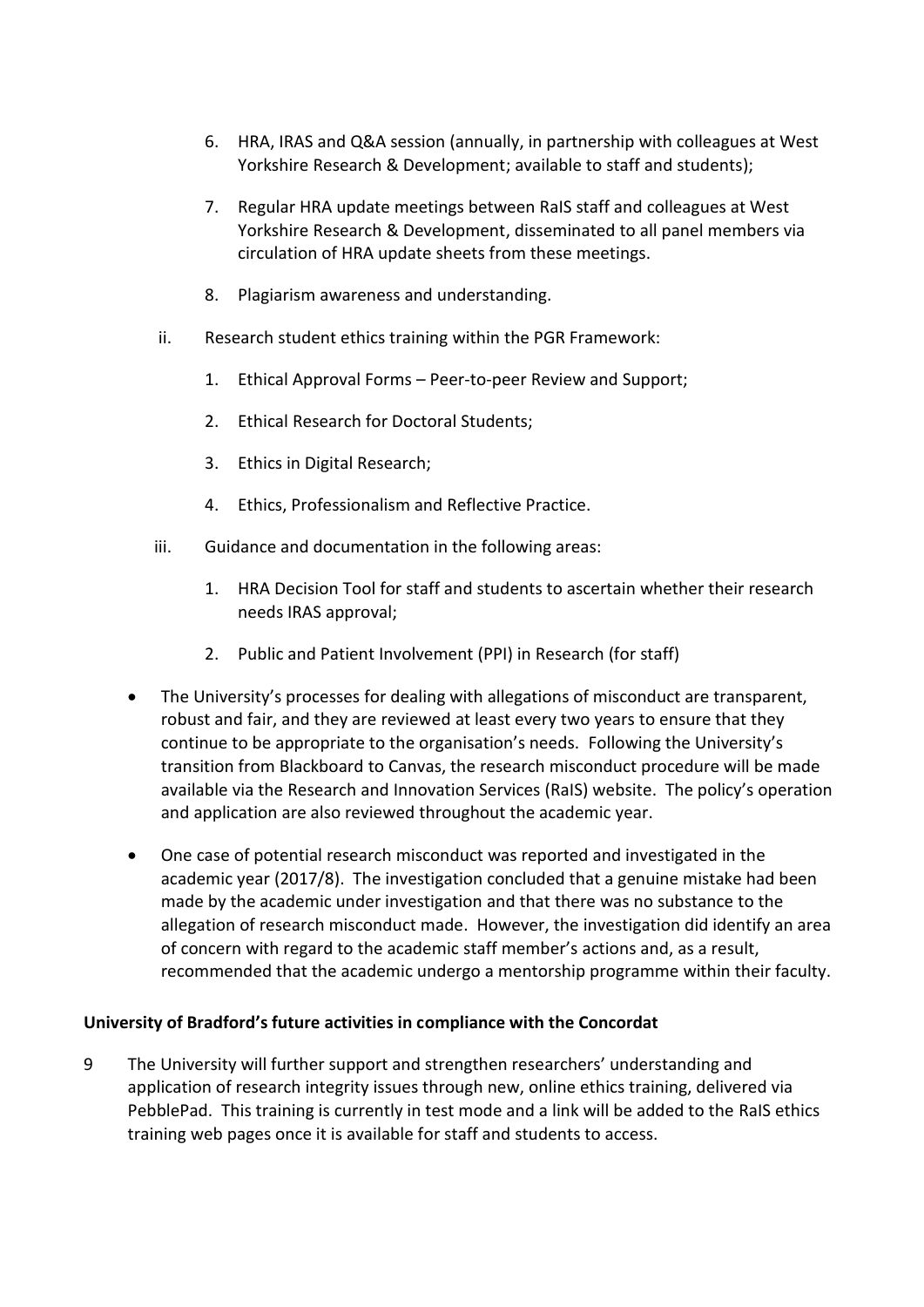6. HRA, IRAS and Q&A session (annually, in partnership with colleagues at West Yorkshire Research & Development; available to staff and students);

7. Regular HRA update meetings between RaIS staff and colleagues at West Yorkshire Research & Development, disseminated to all panel members via circulation of HRA update sheets from these meetings.

8. Plagiarism awareness and understanding.

ii. Research student ethics training within the PGR Framework:

1. Ethical Approval Forms – Peer-to-peer Review and Support;

2. Ethical Research for Doctoral Students;

3. Ethics in Digital Research;

4. Ethics, Professionalism and Reflective Practice.

iii. Guidance and documentation in the following areas:

1. HRA Decision Tool for staff and students to ascertain whether their research needs IRAS approval;

2. Public and Patient Involvement (PPI) in Research (for staff)

- The University's processes for dealing with allegations of misconduct are transparent, robust and fair, and they are reviewed at least every two years to ensure that they continue to be appropriate to the organisation's needs. Following the University's transition from Blackboard to Canvas, the research misconduct procedure will be made available via the Research and Innovation Services (RaIS) website. The policy's operation and application are also reviewed throughout the academic year.

- One case of potential research misconduct was reported and investigated in the academic year (2017/8). The investigation concluded that a genuine mistake had been made by the academic under investigation and that there was no substance to the allegation of research misconduct made. However, the investigation did identify an area of concern with regard to the academic staff member's actions and, as a result, recommended that the academic undergo a mentorship programme within their faculty.

**University of Bradford's future activities in compliance with the Concordat**

9 The University will further support and strengthen researchers' understanding and application of research integrity issues through new, online ethics training, delivered via PebblePad. This training is currently in test mode and a link will be added to the RaIS ethics training web pages once it is available for staff and students to access.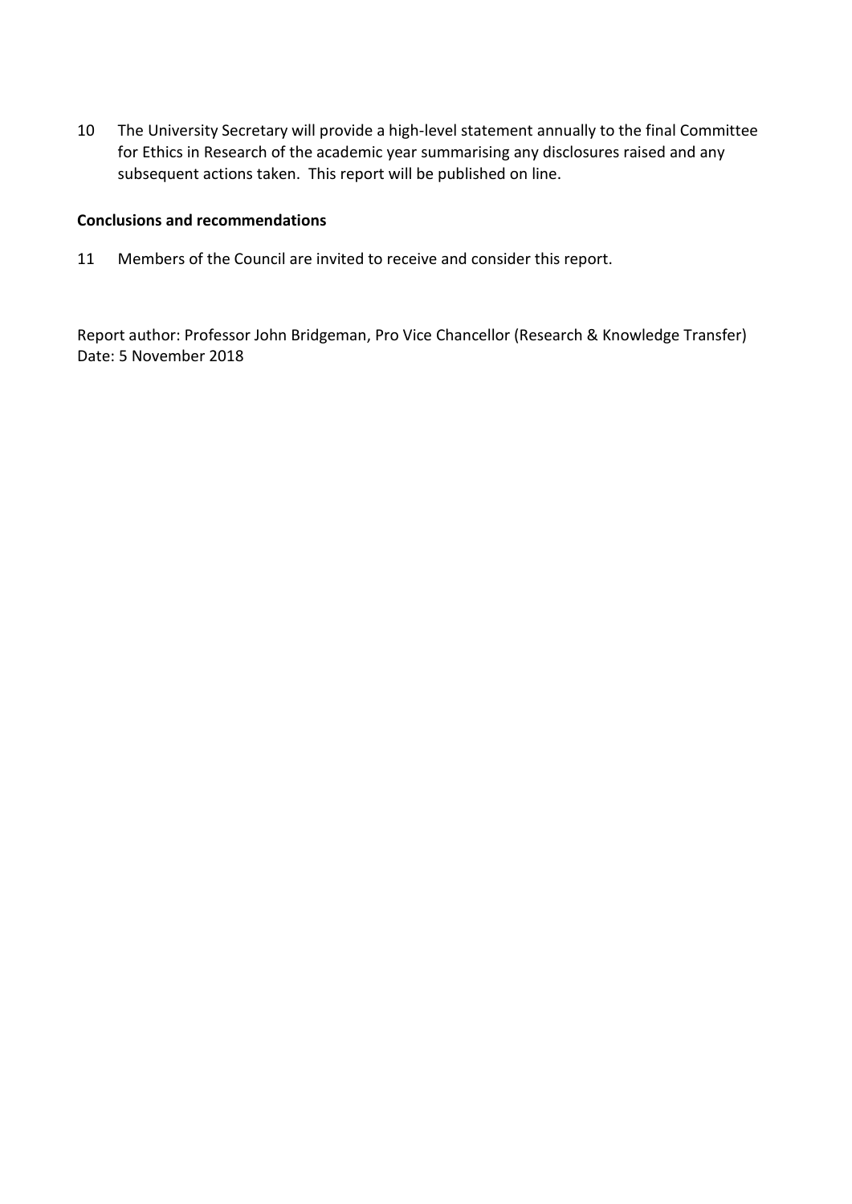10 The University Secretary will provide a high-level statement annually to the final Committee for Ethics in Research of the academic year summarising any disclosures raised and any subsequent actions taken. This report will be published on line.

**Conclusions and recommendations**

11 Members of the Council are invited to receive and consider this report.

Report author: Professor John Bridgeman, Pro Vice Chancellor (Research & Knowledge Transfer)
Date: 5 November 2018